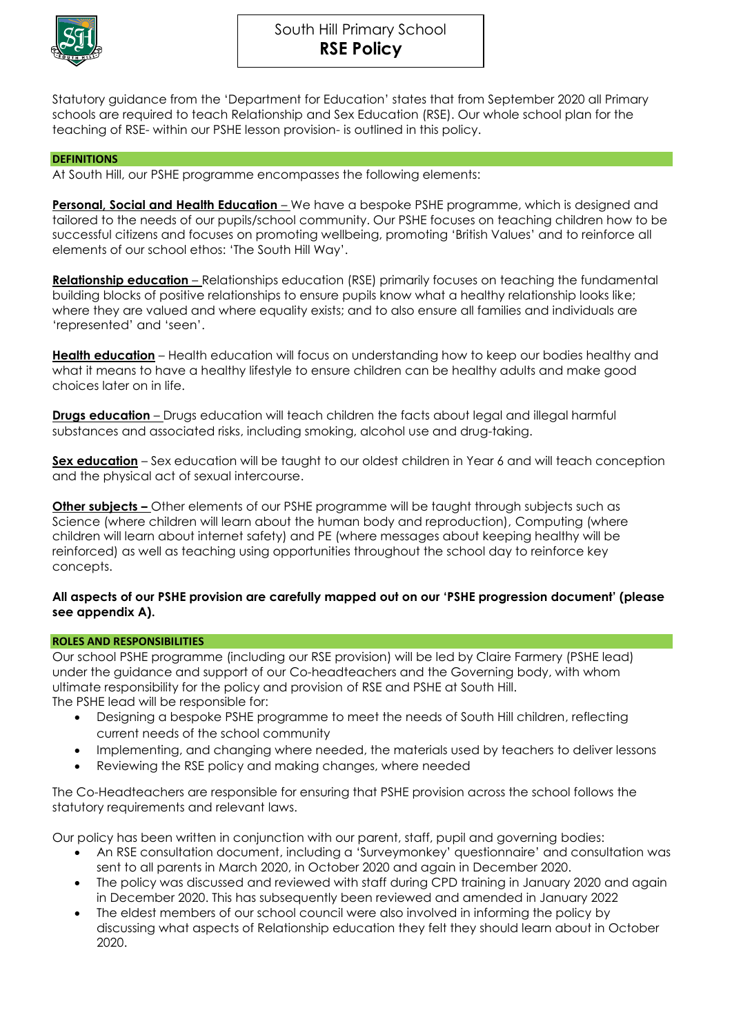# South Hill Primary School
## RSE Policy

Statutory guidance from the 'Department for Education' states that from September 2020 all Primary schools are required to teach Relationship and Sex Education (RSE). Our whole school plan for the teaching of RSE- within our PSHE lesson provision- is outlined in this policy.

### DEFINITIONS

At South Hill, our PSHE programme encompasses the following elements:

**Personal, Social and Health Education** – We have a bespoke PSHE programme, which is designed and tailored to the needs of our pupils/school community. Our PSHE focuses on teaching children how to be successful citizens and focuses on promoting wellbeing, promoting 'British Values' and to reinforce all elements of our school ethos: 'The South Hill Way'.

**Relationship education** – Relationships education (RSE) primarily focuses on teaching the fundamental building blocks of positive relationships to ensure pupils know what a healthy relationship looks like; where they are valued and where equality exists; and to also ensure all families and individuals are 'represented' and 'seen'.

**Health education** – Health education will focus on understanding how to keep our bodies healthy and what it means to have a healthy lifestyle to ensure children can be healthy adults and make good choices later on in life.

**Drugs education** – Drugs education will teach children the facts about legal and illegal harmful substances and associated risks, including smoking, alcohol use and drug-taking.

**Sex education** – Sex education will be taught to our oldest children in Year 6 and will teach conception and the physical act of sexual intercourse.

**Other subjects** – Other elements of our PSHE programme will be taught through subjects such as Science (where children will learn about the human body and reproduction), Computing (where children will learn about internet safety) and PE (where messages about keeping healthy will be reinforced) as well as teaching using opportunities throughout the school day to reinforce key concepts.

**All aspects of our PSHE provision are carefully mapped out on our 'PSHE progression document' (please see appendix A).**

### ROLES AND RESPONSIBILITIES

Our school PSHE programme (including our RSE provision) will be led by Claire Farmery (PSHE lead) under the guidance and support of our Co-headteachers and the Governing body, with whom ultimate responsibility for the policy and provision of RSE and PSHE at South Hill.
The PSHE lead will be responsible for:

- Designing a bespoke PSHE programme to meet the needs of South Hill children, reflecting current needs of the school community
- Implementing, and changing where needed, the materials used by teachers to deliver lessons
- Reviewing the RSE policy and making changes, where needed

The Co-Headteachers are responsible for ensuring that PSHE provision across the school follows the statutory requirements and relevant laws.

Our policy has been written in conjunction with our parent, staff, pupil and governing bodies:

- An RSE consultation document, including a 'Surveymonkey' questionnaire' and consultation was sent to all parents in March 2020, in October 2020 and again in December 2020.
- The policy was discussed and reviewed with staff during CPD training in January 2020 and again in December 2020. This has subsequently been reviewed and amended in January 2022
- The eldest members of our school council were also involved in informing the policy by discussing what aspects of Relationship education they felt they should learn about in October 2020.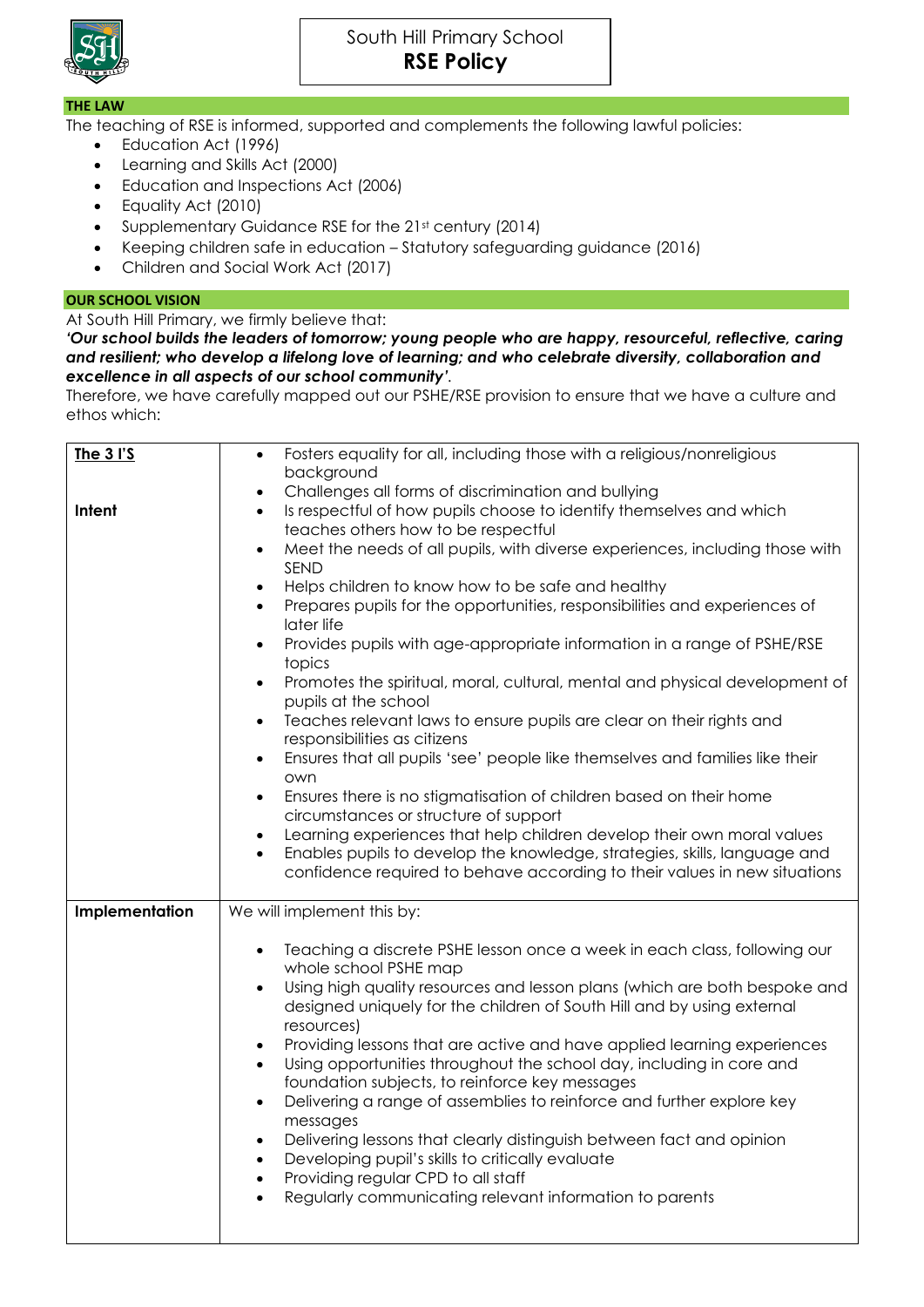# South Hill Primary School
# RSE Policy

## THE LAW

The teaching of RSE is informed, supported and complements the following lawful policies:

- Education Act (1996)
- Learning and Skills Act (2000)
- Education and Inspections Act (2006)
- Equality Act (2010)
- Supplementary Guidance RSE for the 21st century (2014)
- Keeping children safe in education – Statutory safeguarding guidance (2016)
- Children and Social Work Act (2017)

## OUR SCHOOL VISION

At South Hill Primary, we firmly believe that:

***'Our school builds the leaders of tomorrow; young people who are happy, resourceful, reflective, caring and resilient; who develop a lifelong love of learning; and who celebrate diversity, collaboration and excellence in all aspects of our school community'.***

Therefore, we have carefully mapped out our PSHE/RSE provision to ensure that we have a culture and ethos which:

| **The 3 I'S**<br><br>**Intent** | • Fosters equality for all, including those with a religious/nonreligious background<br>• Challenges all forms of discrimination and bullying<br>• Is respectful of how pupils choose to identify themselves and which teaches others how to be respectful<br>• Meet the needs of all pupils, with diverse experiences, including those with SEND<br>• Helps children to know how to be safe and healthy<br>• Prepares pupils for the opportunities, responsibilities and experiences of later life<br>• Provides pupils with age-appropriate information in a range of PSHE/RSE topics<br>• Promotes the spiritual, moral, cultural, mental and physical development of pupils at the school<br>• Teaches relevant laws to ensure pupils are clear on their rights and responsibilities as citizens<br>• Ensures that all pupils 'see' people like themselves and families like their own<br>• Ensures there is no stigmatisation of children based on their home circumstances or structure of support<br>• Learning experiences that help children develop their own moral values<br>• Enables pupils to develop the knowledge, strategies, skills, language and confidence required to behave according to their values in new situations |
|---|---|
| **Implementation** | We will implement this by:<br><br>• Teaching a discrete PSHE lesson once a week in each class, following our whole school PSHE map<br>• Using high quality resources and lesson plans (which are both bespoke and designed uniquely for the children of South Hill and by using external resources)<br>• Providing lessons that are active and have applied learning experiences<br>• Using opportunities throughout the school day, including in core and foundation subjects, to reinforce key messages<br>• Delivering a range of assemblies to reinforce and further explore key messages<br>• Delivering lessons that clearly distinguish between fact and opinion<br>• Developing pupil's skills to critically evaluate<br>• Providing regular CPD to all staff<br>• Regularly communicating relevant information to parents |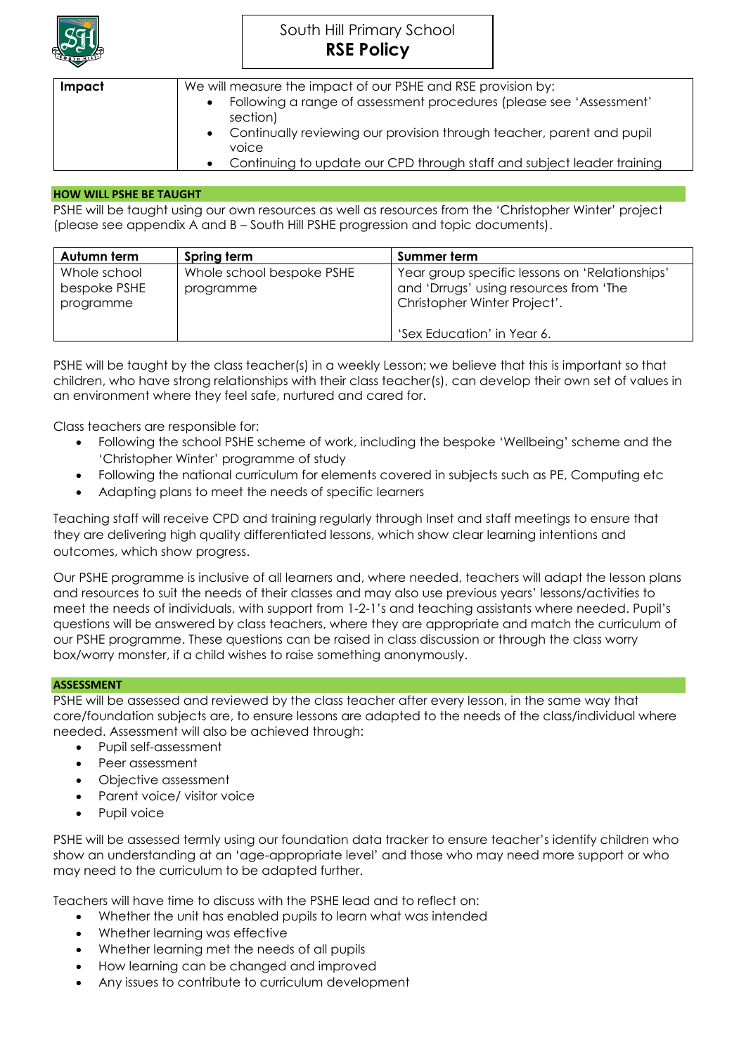| Impact | We will measure the impact of our PSHE and RSE provision by:<br>• Following a range of assessment procedures (please see 'Assessment' section)<br>• Continually reviewing our provision through teacher, parent and pupil voice<br>• Continuing to update our CPD through staff and subject leader training |
|---|---|

## HOW WILL PSHE BE TAUGHT

PSHE will be taught using our own resources as well as resources from the 'Christopher Winter' project (please see appendix A and B – South Hill PSHE progression and topic documents).

| Autumn term | Spring term | Summer term |
|---|---|---|
| Whole school bespoke PSHE programme | Whole school bespoke PSHE programme | Year group specific lessons on 'Relationships' and 'Drrugs' using resources from 'The Christopher Winter Project'.<br><br>'Sex Education' in Year 6. |

PSHE will be taught by the class teacher(s) in a weekly Lesson; we believe that this is important so that children, who have strong relationships with their class teacher(s), can develop their own set of values in an environment where they feel safe, nurtured and cared for.

Class teachers are responsible for:

- Following the school PSHE scheme of work, including the bespoke 'Wellbeing' scheme and the 'Christopher Winter' programme of study
- Following the national curriculum for elements covered in subjects such as PE, Computing etc
- Adapting plans to meet the needs of specific learners

Teaching staff will receive CPD and training regularly through Inset and staff meetings to ensure that they are delivering high quality differentiated lessons, which show clear learning intentions and outcomes, which show progress.

Our PSHE programme is inclusive of all learners and, where needed, teachers will adapt the lesson plans and resources to suit the needs of their classes and may also use previous years' lessons/activities to meet the needs of individuals, with support from 1-2-1's and teaching assistants where needed. Pupil's questions will be answered by class teachers, where they are appropriate and match the curriculum of our PSHE programme. These questions can be raised in class discussion or through the class worry box/worry monster, if a child wishes to raise something anonymously.

## ASSESSMENT

PSHE will be assessed and reviewed by the class teacher after every lesson, in the same way that core/foundation subjects are, to ensure lessons are adapted to the needs of the class/individual where needed. Assessment will also be achieved through:

- Pupil self-assessment
- Peer assessment
- Objective assessment
- Parent voice/ visitor voice
- Pupil voice

PSHE will be assessed termly using our foundation data tracker to ensure teacher's identify children who show an understanding at an 'age-appropriate level' and those who may need more support or who may need to the curriculum to be adapted further.

Teachers will have time to discuss with the PSHE lead and to reflect on:

- Whether the unit has enabled pupils to learn what was intended
- Whether learning was effective
- Whether learning met the needs of all pupils
- How learning can be changed and improved
- Any issues to contribute to curriculum development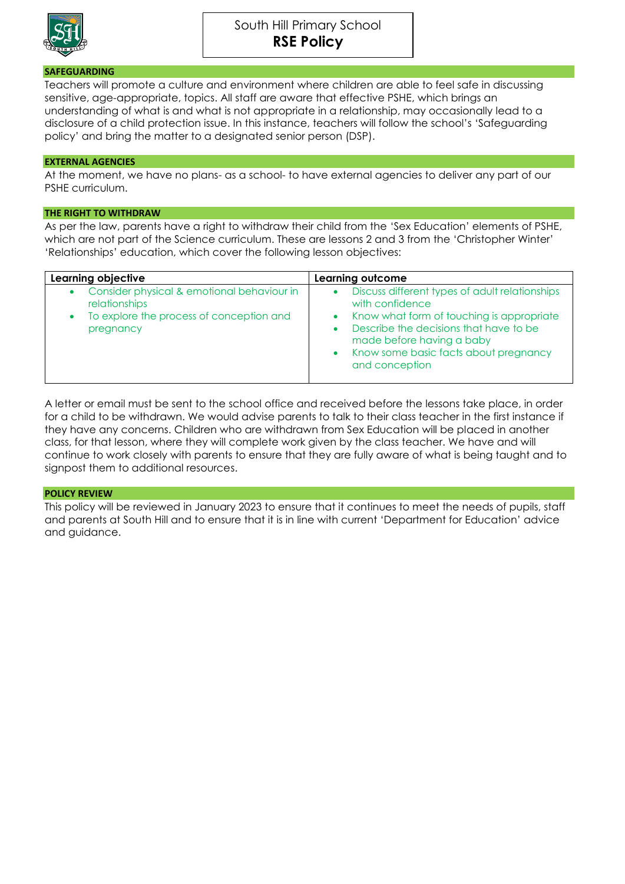South Hill Primary School
**RSE Policy**

## SAFEGUARDING

Teachers will promote a culture and environment where children are able to feel safe in discussing sensitive, age-appropriate, topics. All staff are aware that effective PSHE, which brings an understanding of what is and what is not appropriate in a relationship, may occasionally lead to a disclosure of a child protection issue. In this instance, teachers will follow the school's 'Safeguarding policy' and bring the matter to a designated senior person (DSP).

## EXTERNAL AGENCIES

At the moment, we have no plans- as a school- to have external agencies to deliver any part of our PSHE curriculum.

## THE RIGHT TO WITHDRAW

As per the law, parents have a right to withdraw their child from the 'Sex Education' elements of PSHE, which are not part of the Science curriculum. These are lessons 2 and 3 from the 'Christopher Winter' 'Relationships' education, which cover the following lesson objectives:

| Learning objective | Learning outcome |
|---|---|
| • Consider physical & emotional behaviour in relationships<br>• To explore the process of conception and pregnancy | • Discuss different types of adult relationships with confidence<br>• Know what form of touching is appropriate<br>• Describe the decisions that have to be made before having a baby<br>• Know some basic facts about pregnancy and conception |

A letter or email must be sent to the school office and received before the lessons take place, in order for a child to be withdrawn. We would advise parents to talk to their class teacher in the first instance if they have any concerns. Children who are withdrawn from Sex Education will be placed in another class, for that lesson, where they will complete work given by the class teacher. We have and will continue to work closely with parents to ensure that they are fully aware of what is being taught and to signpost them to additional resources.

## POLICY REVIEW

This policy will be reviewed in January 2023 to ensure that it continues to meet the needs of pupils, staff and parents at South Hill and to ensure that it is in line with current 'Department for Education' advice and guidance.